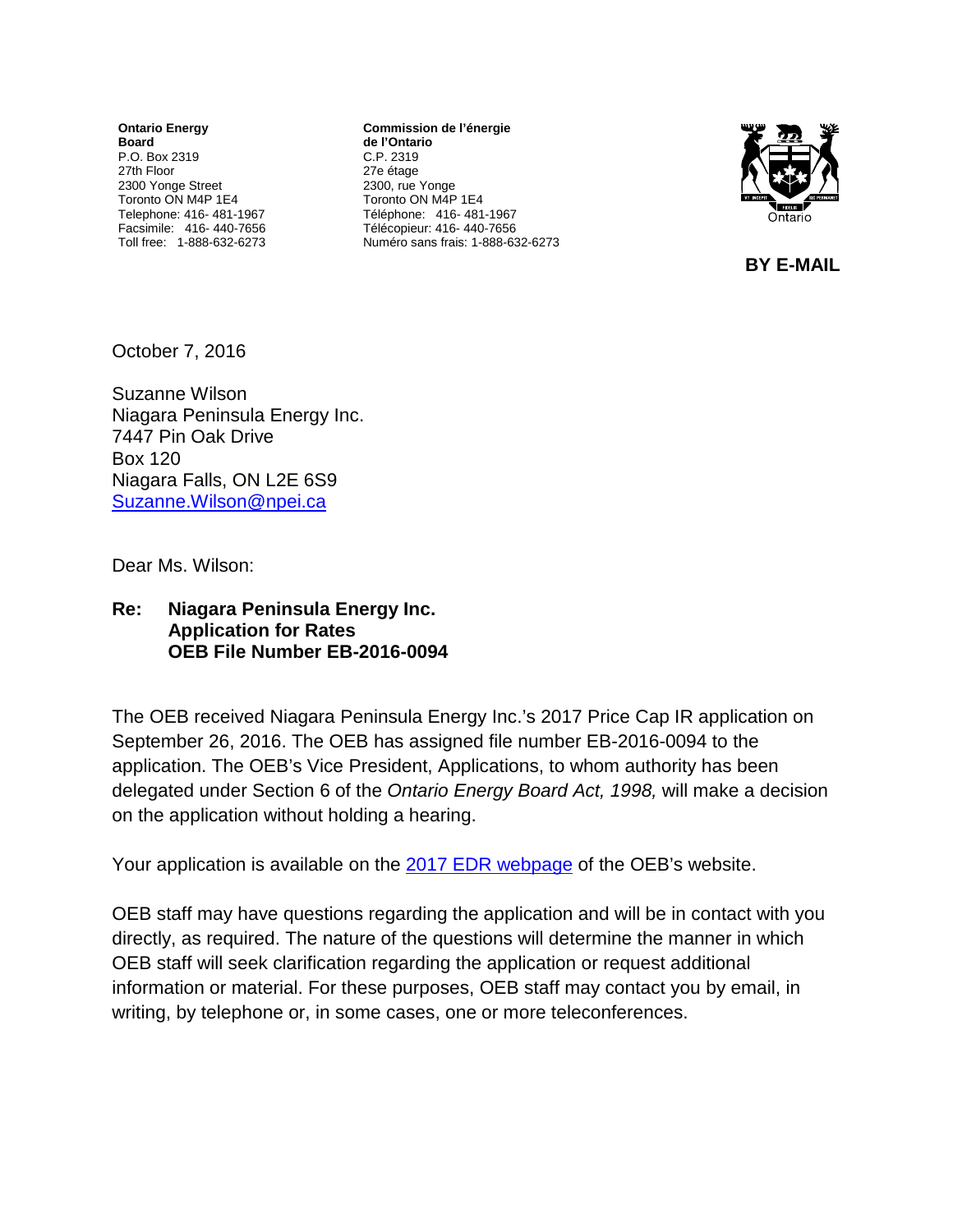**Ontario Energy Board**
P.O. Box 2319
27th Floor
2300 Yonge Street
Toronto ON M4P 1E4
Telephone: 416- 481-1967
Facsimile: 416- 440-7656
Toll free: 1-888-632-6273

**Commission de l'énergie de l'Ontario**
C.P. 2319
27e étage
2300, rue Yonge
Toronto ON M4P 1E4
Téléphone: 416- 481-1967
Télécopieur: 416- 440-7656
Numéro sans frais: 1-888-632-6273

**BY E-MAIL**

October 7, 2016

Suzanne Wilson
Niagara Peninsula Energy Inc.
7447 Pin Oak Drive
Box 120
Niagara Falls, ON L2E 6S9
Suzanne.Wilson@npei.ca

Dear Ms. Wilson:

**Re: Niagara Peninsula Energy Inc.
Application for Rates
OEB File Number EB-2016-0094**

The OEB received Niagara Peninsula Energy Inc.'s 2017 Price Cap IR application on September 26, 2016. The OEB has assigned file number EB-2016-0094 to the application. The OEB's Vice President, Applications, to whom authority has been delegated under Section 6 of the *Ontario Energy Board Act, 1998,* will make a decision on the application without holding a hearing.

Your application is available on the 2017 EDR webpage of the OEB's website.

OEB staff may have questions regarding the application and will be in contact with you directly, as required. The nature of the questions will determine the manner in which OEB staff will seek clarification regarding the application or request additional information or material. For these purposes, OEB staff may contact you by email, in writing, by telephone or, in some cases, one or more teleconferences.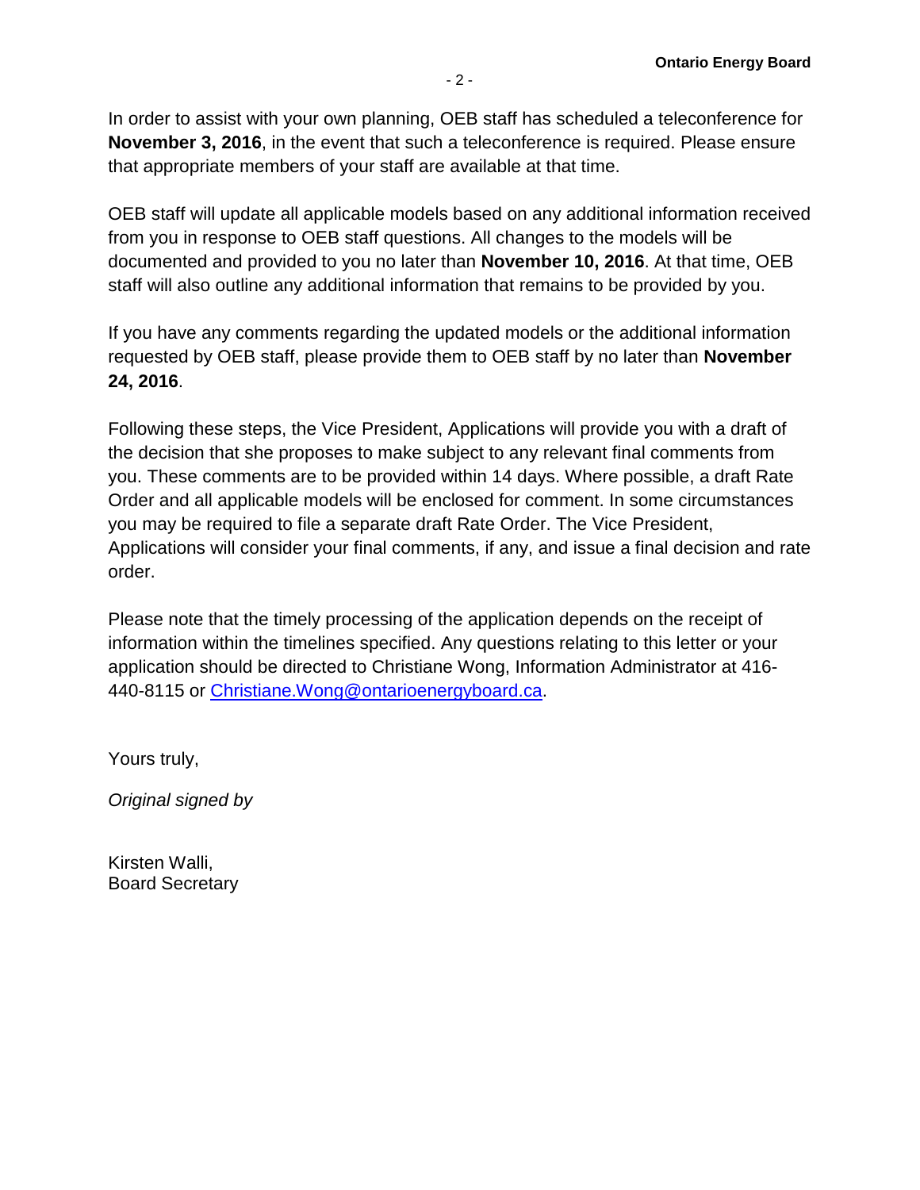In order to assist with your own planning, OEB staff has scheduled a teleconference for **November 3, 2016**, in the event that such a teleconference is required. Please ensure that appropriate members of your staff are available at that time.

OEB staff will update all applicable models based on any additional information received from you in response to OEB staff questions. All changes to the models will be documented and provided to you no later than **November 10, 2016**. At that time, OEB staff will also outline any additional information that remains to be provided by you.

If you have any comments regarding the updated models or the additional information requested by OEB staff, please provide them to OEB staff by no later than **November 24, 2016**.

Following these steps, the Vice President, Applications will provide you with a draft of the decision that she proposes to make subject to any relevant final comments from you. These comments are to be provided within 14 days. Where possible, a draft Rate Order and all applicable models will be enclosed for comment. In some circumstances you may be required to file a separate draft Rate Order. The Vice President, Applications will consider your final comments, if any, and issue a final decision and rate order.

Please note that the timely processing of the application depends on the receipt of information within the timelines specified. Any questions relating to this letter or your application should be directed to Christiane Wong, Information Administrator at 416-440-8115 or [Christiane.Wong@ontarioenergyboard.ca](mailto:Christiane.Wong@ontarioenergyboard.ca).

Yours truly,

*Original signed by*

Kirsten Walli,
Board Secretary